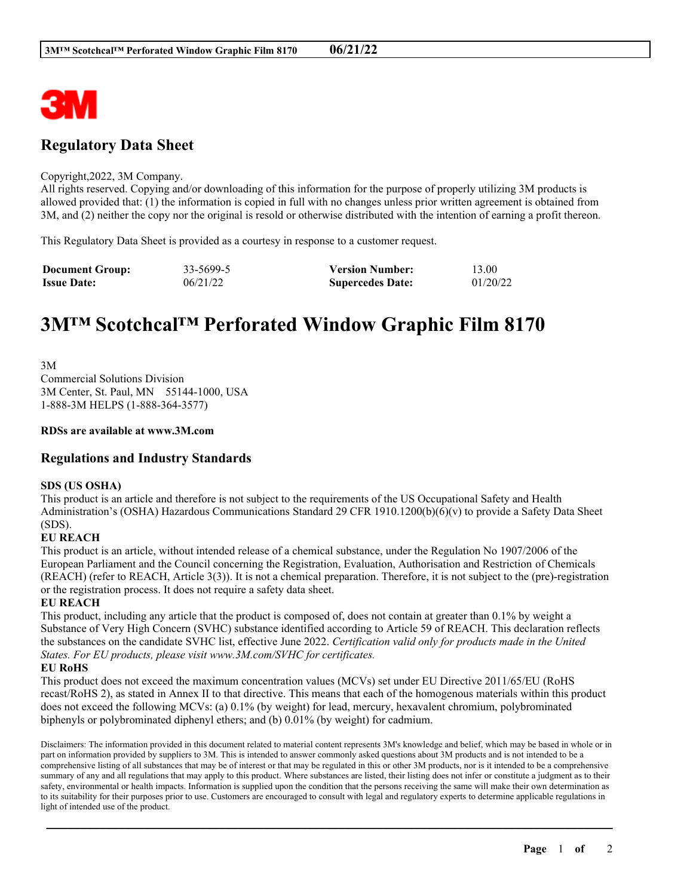## Regulatory Data Sheet

Copyright,2022, 3M Company.
All rights reserved. Copying and/or downloading of this information for the purpose of properly utilizing 3M products is allowed provided that: (1) the information is copied in full with no changes unless prior written agreement is obtained from 3M, and (2) neither the copy nor the original is resold or otherwise distributed with the intention of earning a profit thereon.

This Regulatory Data Sheet is provided as a courtesy in response to a customer request.

| **Document Group:** | 33-5699-5 | **Version Number:** | 13.00 |
|---|---|---|---|
| **Issue Date:** | 06/21/22 | **Supercedes Date:** | 01/20/22 |

# 3M™ Scotchcal™ Perforated Window Graphic Film 8170

3M
Commercial Solutions Division
3M Center, St. Paul, MN 55144-1000, USA
1-888-3M HELPS (1-888-364-3577)

**RDSs are available at www.3M.com**

## Regulations and Industry Standards

**SDS (US OSHA)**
This product is an article and therefore is not subject to the requirements of the US Occupational Safety and Health Administration's (OSHA) Hazardous Communications Standard 29 CFR 1910.1200(b)(6)(v) to provide a Safety Data Sheet (SDS).

**EU REACH**
This product is an article, without intended release of a chemical substance, under the Regulation No 1907/2006 of the European Parliament and the Council concerning the Registration, Evaluation, Authorisation and Restriction of Chemicals (REACH) (refer to REACH, Article 3(3)). It is not a chemical preparation. Therefore, it is not subject to the (pre)-registration or the registration process. It does not require a safety data sheet.

**EU REACH**
This product, including any article that the product is composed of, does not contain at greater than 0.1% by weight a Substance of Very High Concern (SVHC) substance identified according to Article 59 of REACH. This declaration reflects the substances on the candidate SVHC list, effective June 2022. *Certification valid only for products made in the United States. For EU products, please visit www.3M.com/SVHC for certificates.*

**EU RoHS**
This product does not exceed the maximum concentration values (MCVs) set under EU Directive 2011/65/EU (RoHS recast/RoHS 2), as stated in Annex II to that directive. This means that each of the homogenous materials within this product does not exceed the following MCVs: (a) 0.1% (by weight) for lead, mercury, hexavalent chromium, polybrominated biphenyls or polybrominated diphenyl ethers; and (b) 0.01% (by weight) for cadmium.

Disclaimers: The information provided in this document related to material content represents 3M's knowledge and belief, which may be based in whole or in part on information provided by suppliers to 3M. This is intended to answer commonly asked questions about 3M products and is not intended to be a comprehensive listing of all substances that may be of interest or that may be regulated in this or other 3M products, nor is it intended to be a comprehensive summary of any and all regulations that may apply to this product. Where substances are listed, their listing does not infer or constitute a judgment as to their safety, environmental or health impacts. Information is supplied upon the condition that the persons receiving the same will make their own determination as to its suitability for their purposes prior to use. Customers are encouraged to consult with legal and regulatory experts to determine applicable regulations in light of intended use of the product.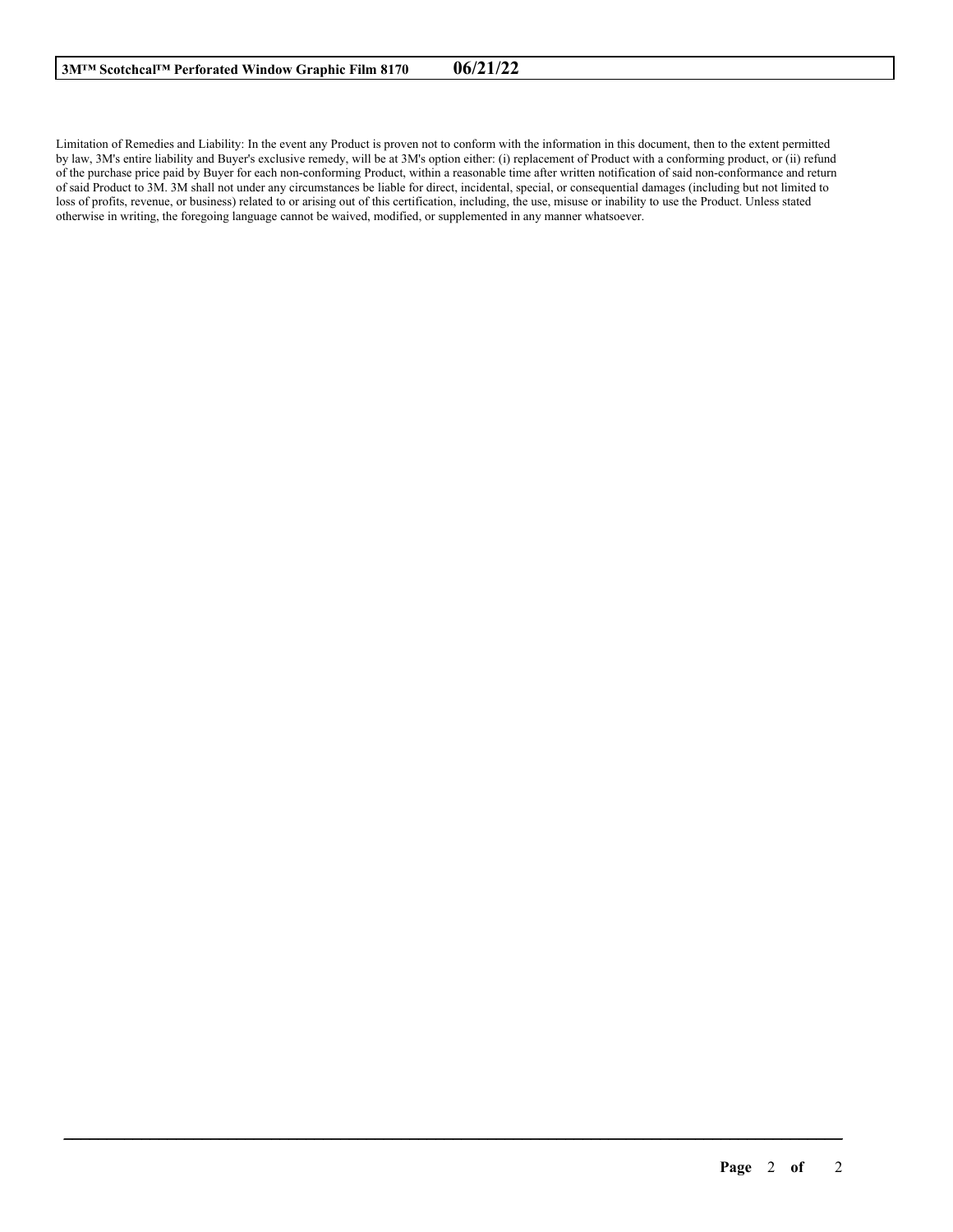Limitation of Remedies and Liability: In the event any Product is proven not to conform with the information in this document, then to the extent permitted by law, 3M's entire liability and Buyer's exclusive remedy, will be at 3M's option either: (i) replacement of Product with a conforming product, or (ii) refund of the purchase price paid by Buyer for each non-conforming Product, within a reasonable time after written notification of said non-conformance and return of said Product to 3M. 3M shall not under any circumstances be liable for direct, incidental, special, or consequential damages (including but not limited to loss of profits, revenue, or business) related to or arising out of this certification, including, the use, misuse or inability to use the Product. Unless stated otherwise in writing, the foregoing language cannot be waived, modified, or supplemented in any manner whatsoever.